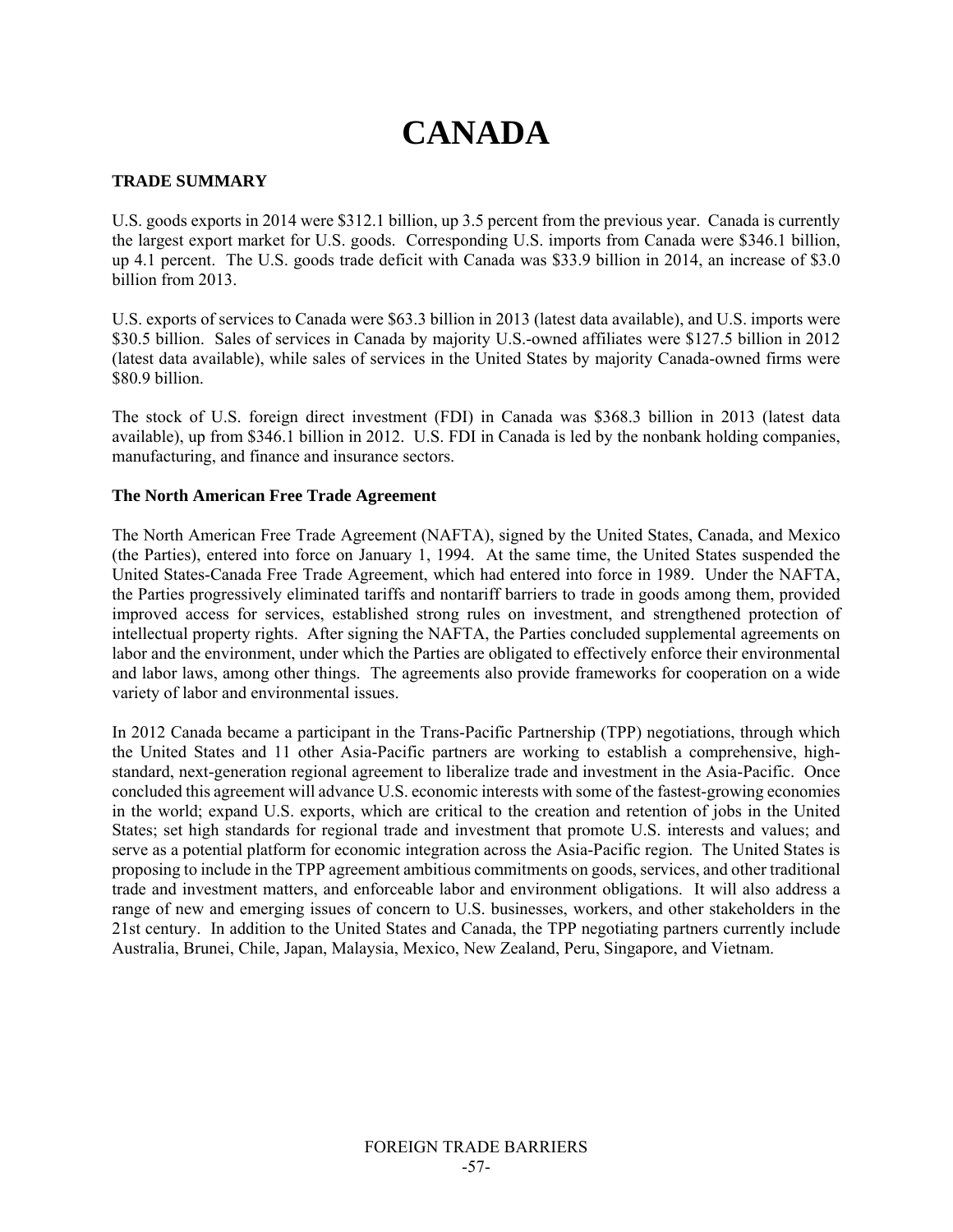# CANADA

## TRADE SUMMARY

U.S. goods exports in 2014 were $312.1 billion, up 3.5 percent from the previous year. Canada is currently the largest export market for U.S. goods. Corresponding U.S. imports from Canada were $346.1 billion, up 4.1 percent. The U.S. goods trade deficit with Canada was $33.9 billion in 2014, an increase of $3.0 billion from 2013.

U.S. exports of services to Canada were $63.3 billion in 2013 (latest data available), and U.S. imports were $30.5 billion. Sales of services in Canada by majority U.S.-owned affiliates were $127.5 billion in 2012 (latest data available), while sales of services in the United States by majority Canada-owned firms were $80.9 billion.

The stock of U.S. foreign direct investment (FDI) in Canada was $368.3 billion in 2013 (latest data available), up from $346.1 billion in 2012. U.S. FDI in Canada is led by the nonbank holding companies, manufacturing, and finance and insurance sectors.

### The North American Free Trade Agreement

The North American Free Trade Agreement (NAFTA), signed by the United States, Canada, and Mexico (the Parties), entered into force on January 1, 1994. At the same time, the United States suspended the United States-Canada Free Trade Agreement, which had entered into force in 1989. Under the NAFTA, the Parties progressively eliminated tariffs and nontariff barriers to trade in goods among them, provided improved access for services, established strong rules on investment, and strengthened protection of intellectual property rights. After signing the NAFTA, the Parties concluded supplemental agreements on labor and the environment, under which the Parties are obligated to effectively enforce their environmental and labor laws, among other things. The agreements also provide frameworks for cooperation on a wide variety of labor and environmental issues.

In 2012 Canada became a participant in the Trans-Pacific Partnership (TPP) negotiations, through which the United States and 11 other Asia-Pacific partners are working to establish a comprehensive, high-standard, next-generation regional agreement to liberalize trade and investment in the Asia-Pacific. Once concluded this agreement will advance U.S. economic interests with some of the fastest-growing economies in the world; expand U.S. exports, which are critical to the creation and retention of jobs in the United States; set high standards for regional trade and investment that promote U.S. interests and values; and serve as a potential platform for economic integration across the Asia-Pacific region. The United States is proposing to include in the TPP agreement ambitious commitments on goods, services, and other traditional trade and investment matters, and enforceable labor and environment obligations. It will also address a range of new and emerging issues of concern to U.S. businesses, workers, and other stakeholders in the 21st century. In addition to the United States and Canada, the TPP negotiating partners currently include Australia, Brunei, Chile, Japan, Malaysia, Mexico, New Zealand, Peru, Singapore, and Vietnam.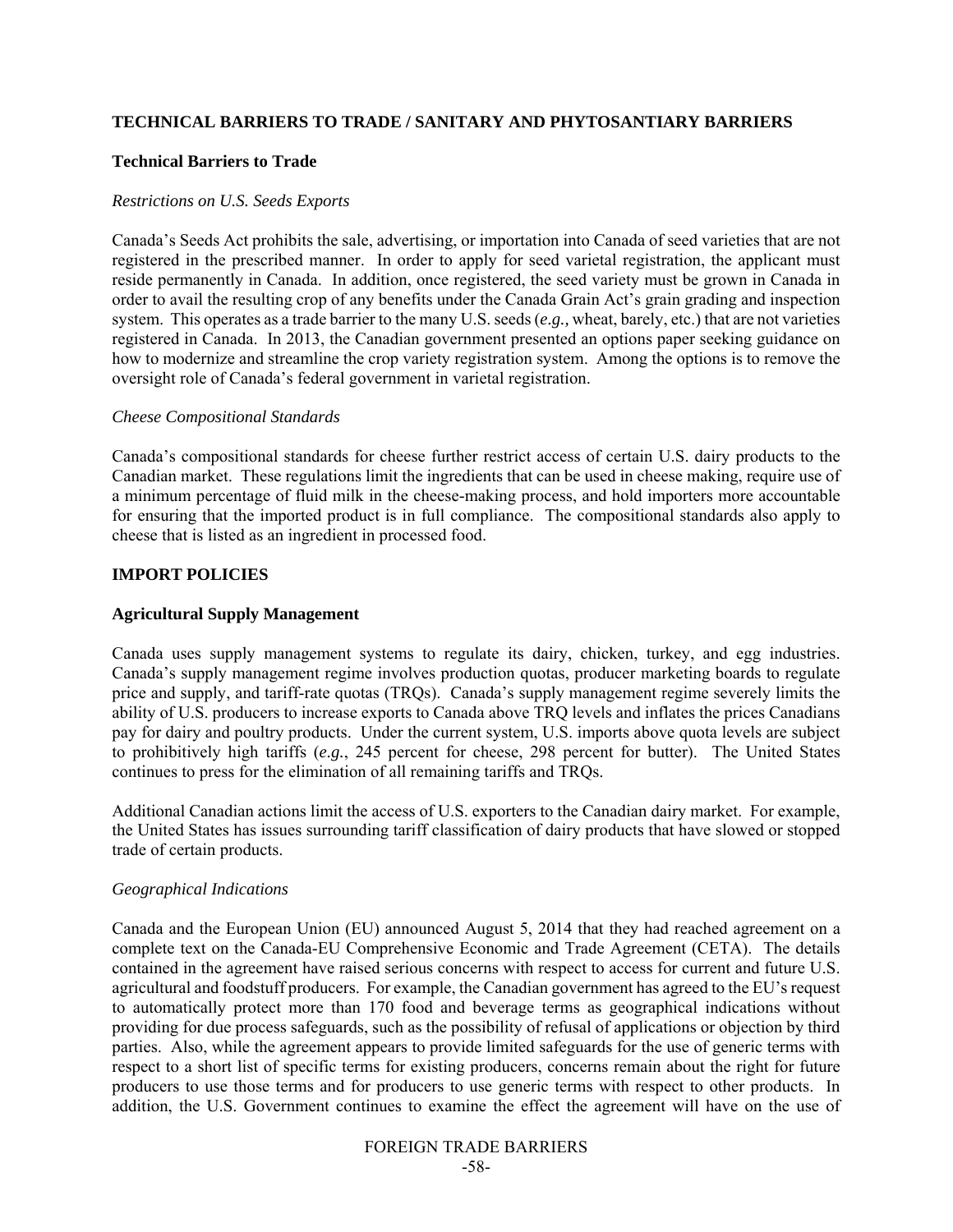## TECHNICAL BARRIERS TO TRADE / SANITARY AND PHYTOSANTIARY BARRIERS

### Technical Barriers to Trade

*Restrictions on U.S. Seeds Exports*

Canada's Seeds Act prohibits the sale, advertising, or importation into Canada of seed varieties that are not registered in the prescribed manner. In order to apply for seed varietal registration, the applicant must reside permanently in Canada. In addition, once registered, the seed variety must be grown in Canada in order to avail the resulting crop of any benefits under the Canada Grain Act's grain grading and inspection system. This operates as a trade barrier to the many U.S. seeds (*e.g.,* wheat, barely, etc.) that are not varieties registered in Canada. In 2013, the Canadian government presented an options paper seeking guidance on how to modernize and streamline the crop variety registration system. Among the options is to remove the oversight role of Canada's federal government in varietal registration.

*Cheese Compositional Standards*

Canada's compositional standards for cheese further restrict access of certain U.S. dairy products to the Canadian market. These regulations limit the ingredients that can be used in cheese making, require use of a minimum percentage of fluid milk in the cheese-making process, and hold importers more accountable for ensuring that the imported product is in full compliance. The compositional standards also apply to cheese that is listed as an ingredient in processed food.

## IMPORT POLICIES

### Agricultural Supply Management

Canada uses supply management systems to regulate its dairy, chicken, turkey, and egg industries. Canada's supply management regime involves production quotas, producer marketing boards to regulate price and supply, and tariff-rate quotas (TRQs). Canada's supply management regime severely limits the ability of U.S. producers to increase exports to Canada above TRQ levels and inflates the prices Canadians pay for dairy and poultry products. Under the current system, U.S. imports above quota levels are subject to prohibitively high tariffs (*e.g.*, 245 percent for cheese, 298 percent for butter). The United States continues to press for the elimination of all remaining tariffs and TRQs.

Additional Canadian actions limit the access of U.S. exporters to the Canadian dairy market. For example, the United States has issues surrounding tariff classification of dairy products that have slowed or stopped trade of certain products.

*Geographical Indications*

Canada and the European Union (EU) announced August 5, 2014 that they had reached agreement on a complete text on the Canada-EU Comprehensive Economic and Trade Agreement (CETA). The details contained in the agreement have raised serious concerns with respect to access for current and future U.S. agricultural and foodstuff producers. For example, the Canadian government has agreed to the EU's request to automatically protect more than 170 food and beverage terms as geographical indications without providing for due process safeguards, such as the possibility of refusal of applications or objection by third parties. Also, while the agreement appears to provide limited safeguards for the use of generic terms with respect to a short list of specific terms for existing producers, concerns remain about the right for future producers to use those terms and for producers to use generic terms with respect to other products. In addition, the U.S. Government continues to examine the effect the agreement will have on the use of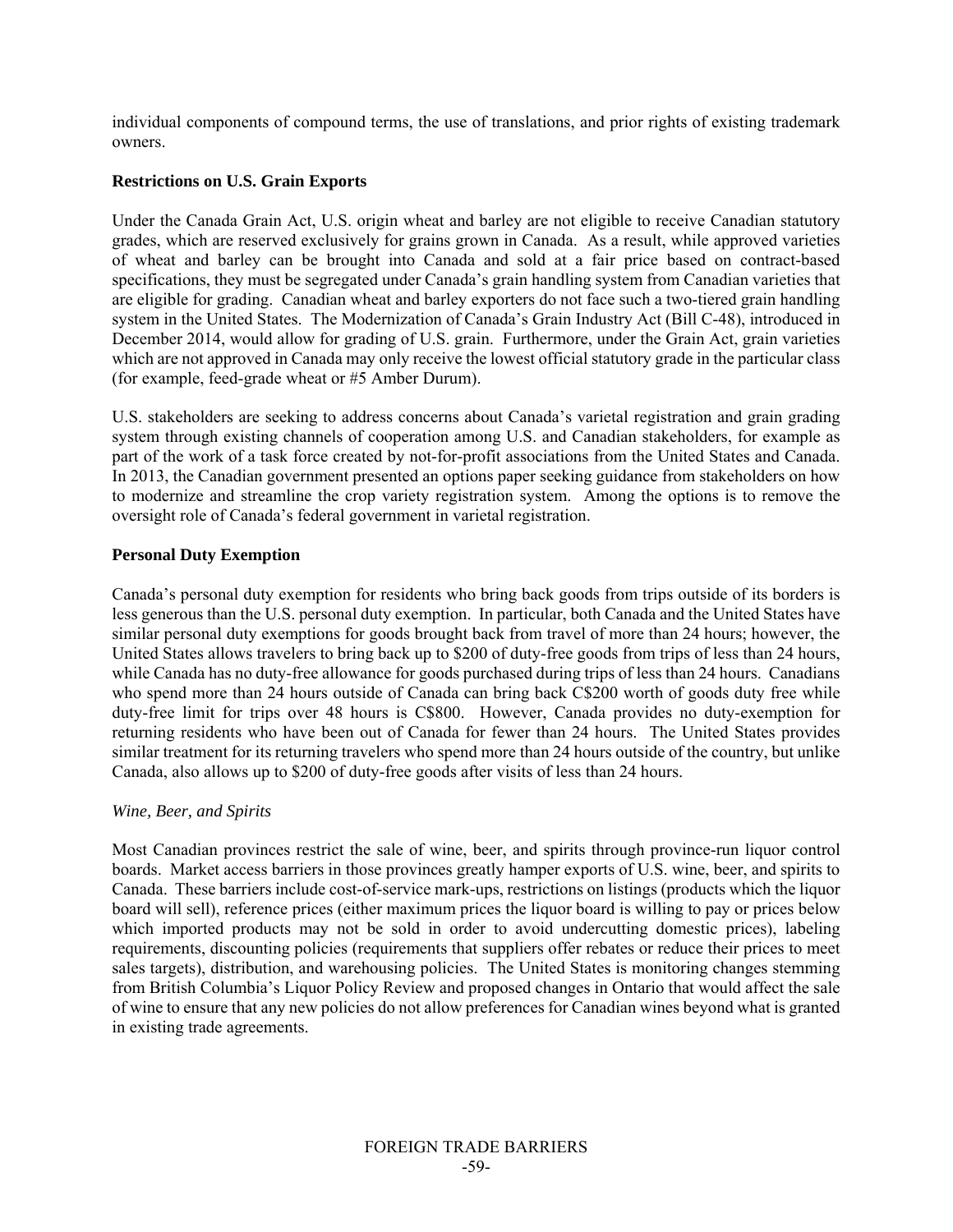individual components of compound terms, the use of translations, and prior rights of existing trademark owners.

**Restrictions on U.S. Grain Exports**

Under the Canada Grain Act, U.S. origin wheat and barley are not eligible to receive Canadian statutory grades, which are reserved exclusively for grains grown in Canada. As a result, while approved varieties of wheat and barley can be brought into Canada and sold at a fair price based on contract-based specifications, they must be segregated under Canada's grain handling system from Canadian varieties that are eligible for grading. Canadian wheat and barley exporters do not face such a two-tiered grain handling system in the United States. The Modernization of Canada's Grain Industry Act (Bill C-48), introduced in December 2014, would allow for grading of U.S. grain. Furthermore, under the Grain Act, grain varieties which are not approved in Canada may only receive the lowest official statutory grade in the particular class (for example, feed-grade wheat or #5 Amber Durum).

U.S. stakeholders are seeking to address concerns about Canada's varietal registration and grain grading system through existing channels of cooperation among U.S. and Canadian stakeholders, for example as part of the work of a task force created by not-for-profit associations from the United States and Canada. In 2013, the Canadian government presented an options paper seeking guidance from stakeholders on how to modernize and streamline the crop variety registration system. Among the options is to remove the oversight role of Canada's federal government in varietal registration.

**Personal Duty Exemption**

Canada's personal duty exemption for residents who bring back goods from trips outside of its borders is less generous than the U.S. personal duty exemption. In particular, both Canada and the United States have similar personal duty exemptions for goods brought back from travel of more than 24 hours; however, the United States allows travelers to bring back up to $200 of duty-free goods from trips of less than 24 hours, while Canada has no duty-free allowance for goods purchased during trips of less than 24 hours. Canadians who spend more than 24 hours outside of Canada can bring back C$200 worth of goods duty free while duty-free limit for trips over 48 hours is C$800. However, Canada provides no duty-exemption for returning residents who have been out of Canada for fewer than 24 hours. The United States provides similar treatment for its returning travelers who spend more than 24 hours outside of the country, but unlike Canada, also allows up to $200 of duty-free goods after visits of less than 24 hours.

*Wine, Beer, and Spirits*

Most Canadian provinces restrict the sale of wine, beer, and spirits through province-run liquor control boards. Market access barriers in those provinces greatly hamper exports of U.S. wine, beer, and spirits to Canada. These barriers include cost-of-service mark-ups, restrictions on listings (products which the liquor board will sell), reference prices (either maximum prices the liquor board is willing to pay or prices below which imported products may not be sold in order to avoid undercutting domestic prices), labeling requirements, discounting policies (requirements that suppliers offer rebates or reduce their prices to meet sales targets), distribution, and warehousing policies. The United States is monitoring changes stemming from British Columbia's Liquor Policy Review and proposed changes in Ontario that would affect the sale of wine to ensure that any new policies do not allow preferences for Canadian wines beyond what is granted in existing trade agreements.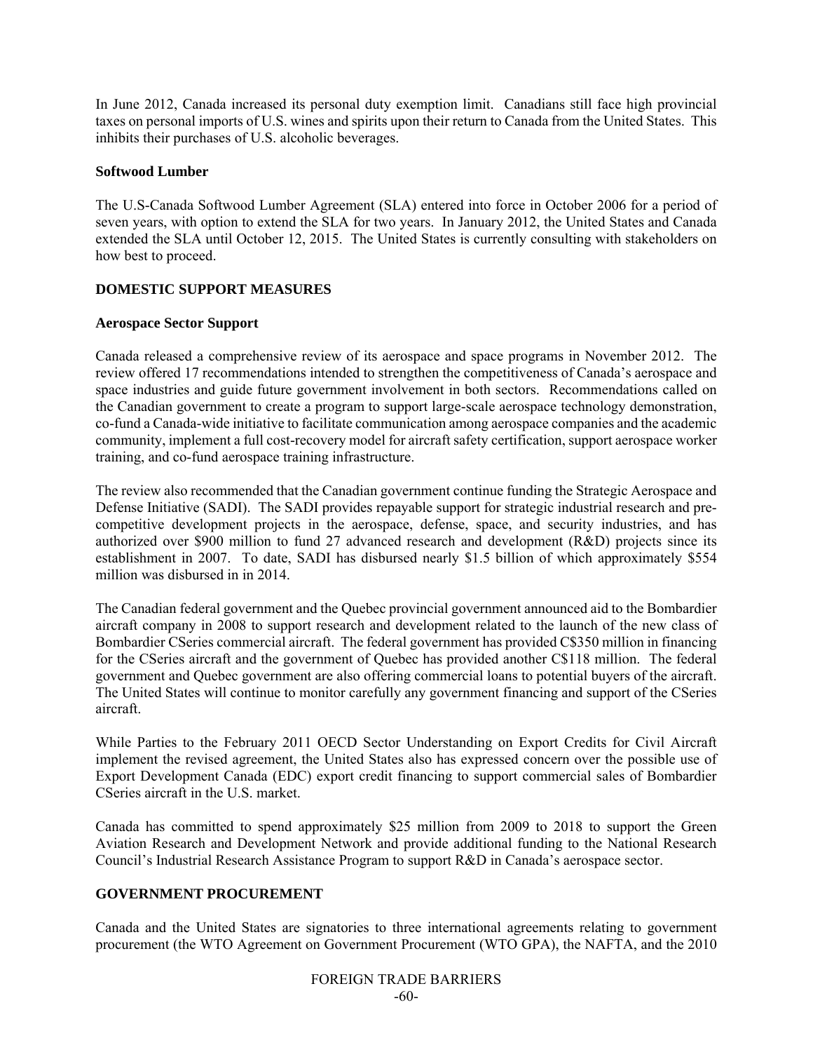In June 2012, Canada increased its personal duty exemption limit. Canadians still face high provincial taxes on personal imports of U.S. wines and spirits upon their return to Canada from the United States. This inhibits their purchases of U.S. alcoholic beverages.

**Softwood Lumber**

The U.S-Canada Softwood Lumber Agreement (SLA) entered into force in October 2006 for a period of seven years, with option to extend the SLA for two years. In January 2012, the United States and Canada extended the SLA until October 12, 2015. The United States is currently consulting with stakeholders on how best to proceed.

**DOMESTIC SUPPORT MEASURES**

**Aerospace Sector Support**

Canada released a comprehensive review of its aerospace and space programs in November 2012. The review offered 17 recommendations intended to strengthen the competitiveness of Canada's aerospace and space industries and guide future government involvement in both sectors. Recommendations called on the Canadian government to create a program to support large-scale aerospace technology demonstration, co-fund a Canada-wide initiative to facilitate communication among aerospace companies and the academic community, implement a full cost-recovery model for aircraft safety certification, support aerospace worker training, and co-fund aerospace training infrastructure.

The review also recommended that the Canadian government continue funding the Strategic Aerospace and Defense Initiative (SADI). The SADI provides repayable support for strategic industrial research and pre-competitive development projects in the aerospace, defense, space, and security industries, and has authorized over $900 million to fund 27 advanced research and development (R&D) projects since its establishment in 2007. To date, SADI has disbursed nearly $1.5 billion of which approximately $554 million was disbursed in in 2014.

The Canadian federal government and the Quebec provincial government announced aid to the Bombardier aircraft company in 2008 to support research and development related to the launch of the new class of Bombardier CSeries commercial aircraft. The federal government has provided C$350 million in financing for the CSeries aircraft and the government of Quebec has provided another C$118 million. The federal government and Quebec government are also offering commercial loans to potential buyers of the aircraft. The United States will continue to monitor carefully any government financing and support of the CSeries aircraft.

While Parties to the February 2011 OECD Sector Understanding on Export Credits for Civil Aircraft implement the revised agreement, the United States also has expressed concern over the possible use of Export Development Canada (EDC) export credit financing to support commercial sales of Bombardier CSeries aircraft in the U.S. market.

Canada has committed to spend approximately $25 million from 2009 to 2018 to support the Green Aviation Research and Development Network and provide additional funding to the National Research Council's Industrial Research Assistance Program to support R&D in Canada's aerospace sector.

**GOVERNMENT PROCUREMENT**

Canada and the United States are signatories to three international agreements relating to government procurement (the WTO Agreement on Government Procurement (WTO GPA), the NAFTA, and the 2010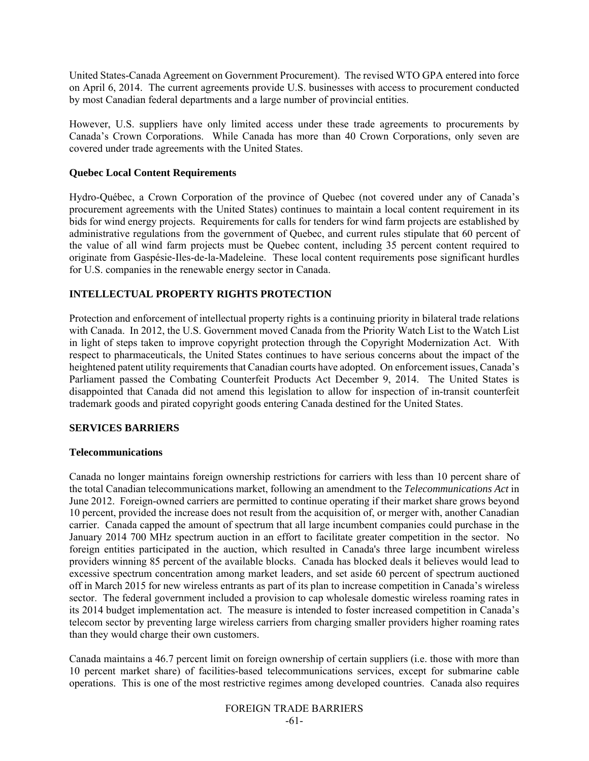United States-Canada Agreement on Government Procurement). The revised WTO GPA entered into force on April 6, 2014. The current agreements provide U.S. businesses with access to procurement conducted by most Canadian federal departments and a large number of provincial entities.

However, U.S. suppliers have only limited access under these trade agreements to procurements by Canada's Crown Corporations. While Canada has more than 40 Crown Corporations, only seven are covered under trade agreements with the United States.

### Quebec Local Content Requirements

Hydro-Québec, a Crown Corporation of the province of Quebec (not covered under any of Canada's procurement agreements with the United States) continues to maintain a local content requirement in its bids for wind energy projects. Requirements for calls for tenders for wind farm projects are established by administrative regulations from the government of Quebec, and current rules stipulate that 60 percent of the value of all wind farm projects must be Quebec content, including 35 percent content required to originate from Gaspésie-Iles-de-la-Madeleine. These local content requirements pose significant hurdles for U.S. companies in the renewable energy sector in Canada.

## INTELLECTUAL PROPERTY RIGHTS PROTECTION

Protection and enforcement of intellectual property rights is a continuing priority in bilateral trade relations with Canada. In 2012, the U.S. Government moved Canada from the Priority Watch List to the Watch List in light of steps taken to improve copyright protection through the Copyright Modernization Act. With respect to pharmaceuticals, the United States continues to have serious concerns about the impact of the heightened patent utility requirements that Canadian courts have adopted. On enforcement issues, Canada's Parliament passed the Combating Counterfeit Products Act December 9, 2014. The United States is disappointed that Canada did not amend this legislation to allow for inspection of in-transit counterfeit trademark goods and pirated copyright goods entering Canada destined for the United States.

## SERVICES BARRIERS

### Telecommunications

Canada no longer maintains foreign ownership restrictions for carriers with less than 10 percent share of the total Canadian telecommunications market, following an amendment to the *Telecommunications Act* in June 2012. Foreign-owned carriers are permitted to continue operating if their market share grows beyond 10 percent, provided the increase does not result from the acquisition of, or merger with, another Canadian carrier. Canada capped the amount of spectrum that all large incumbent companies could purchase in the January 2014 700 MHz spectrum auction in an effort to facilitate greater competition in the sector. No foreign entities participated in the auction, which resulted in Canada's three large incumbent wireless providers winning 85 percent of the available blocks. Canada has blocked deals it believes would lead to excessive spectrum concentration among market leaders, and set aside 60 percent of spectrum auctioned off in March 2015 for new wireless entrants as part of its plan to increase competition in Canada's wireless sector. The federal government included a provision to cap wholesale domestic wireless roaming rates in its 2014 budget implementation act. The measure is intended to foster increased competition in Canada's telecom sector by preventing large wireless carriers from charging smaller providers higher roaming rates than they would charge their own customers.

Canada maintains a 46.7 percent limit on foreign ownership of certain suppliers (i.e. those with more than 10 percent market share) of facilities-based telecommunications services, except for submarine cable operations. This is one of the most restrictive regimes among developed countries. Canada also requires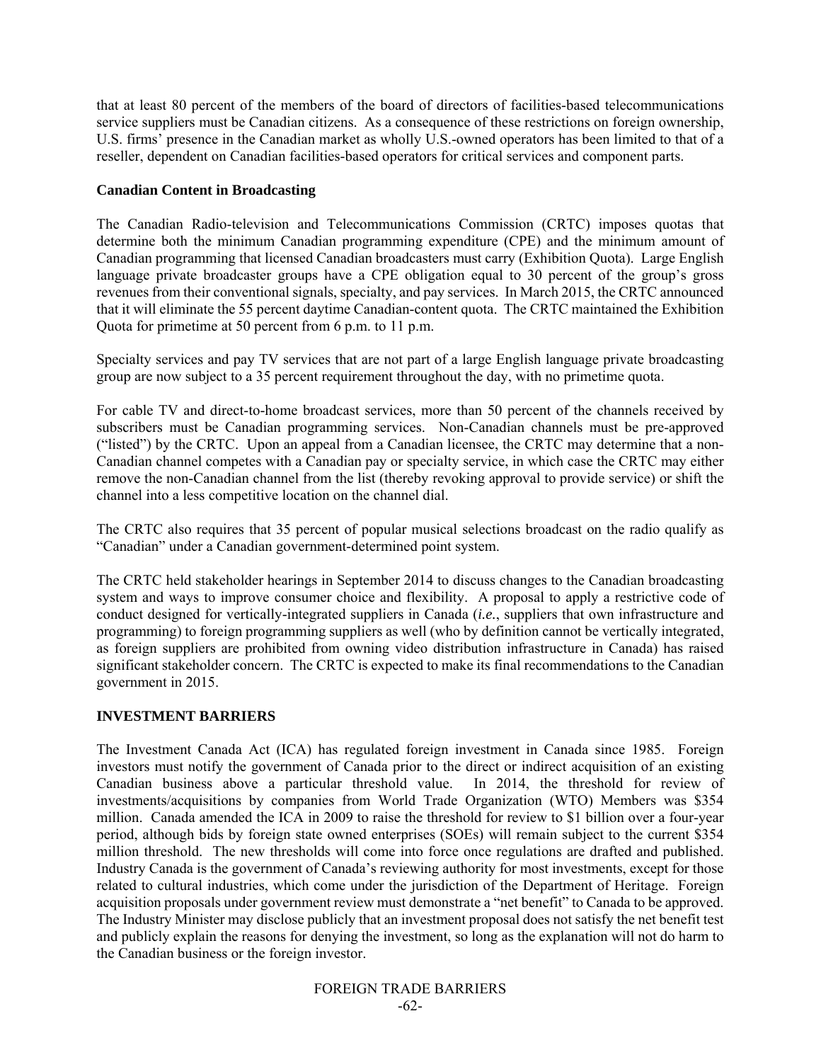that at least 80 percent of the members of the board of directors of facilities-based telecommunications service suppliers must be Canadian citizens. As a consequence of these restrictions on foreign ownership, U.S. firms' presence in the Canadian market as wholly U.S.-owned operators has been limited to that of a reseller, dependent on Canadian facilities-based operators for critical services and component parts.

**Canadian Content in Broadcasting**

The Canadian Radio-television and Telecommunications Commission (CRTC) imposes quotas that determine both the minimum Canadian programming expenditure (CPE) and the minimum amount of Canadian programming that licensed Canadian broadcasters must carry (Exhibition Quota). Large English language private broadcaster groups have a CPE obligation equal to 30 percent of the group's gross revenues from their conventional signals, specialty, and pay services. In March 2015, the CRTC announced that it will eliminate the 55 percent daytime Canadian-content quota. The CRTC maintained the Exhibition Quota for primetime at 50 percent from 6 p.m. to 11 p.m.

Specialty services and pay TV services that are not part of a large English language private broadcasting group are now subject to a 35 percent requirement throughout the day, with no primetime quota.

For cable TV and direct-to-home broadcast services, more than 50 percent of the channels received by subscribers must be Canadian programming services. Non-Canadian channels must be pre-approved ("listed") by the CRTC. Upon an appeal from a Canadian licensee, the CRTC may determine that a non-Canadian channel competes with a Canadian pay or specialty service, in which case the CRTC may either remove the non-Canadian channel from the list (thereby revoking approval to provide service) or shift the channel into a less competitive location on the channel dial.

The CRTC also requires that 35 percent of popular musical selections broadcast on the radio qualify as "Canadian" under a Canadian government-determined point system.

The CRTC held stakeholder hearings in September 2014 to discuss changes to the Canadian broadcasting system and ways to improve consumer choice and flexibility. A proposal to apply a restrictive code of conduct designed for vertically-integrated suppliers in Canada (*i.e.*, suppliers that own infrastructure and programming) to foreign programming suppliers as well (who by definition cannot be vertically integrated, as foreign suppliers are prohibited from owning video distribution infrastructure in Canada) has raised significant stakeholder concern. The CRTC is expected to make its final recommendations to the Canadian government in 2015.

## INVESTMENT BARRIERS

The Investment Canada Act (ICA) has regulated foreign investment in Canada since 1985. Foreign investors must notify the government of Canada prior to the direct or indirect acquisition of an existing Canadian business above a particular threshold value. In 2014, the threshold for review of investments/acquisitions by companies from World Trade Organization (WTO) Members was $354 million. Canada amended the ICA in 2009 to raise the threshold for review to $1 billion over a four-year period, although bids by foreign state owned enterprises (SOEs) will remain subject to the current $354 million threshold. The new thresholds will come into force once regulations are drafted and published. Industry Canada is the government of Canada's reviewing authority for most investments, except for those related to cultural industries, which come under the jurisdiction of the Department of Heritage. Foreign acquisition proposals under government review must demonstrate a "net benefit" to Canada to be approved. The Industry Minister may disclose publicly that an investment proposal does not satisfy the net benefit test and publicly explain the reasons for denying the investment, so long as the explanation will not do harm to the Canadian business or the foreign investor.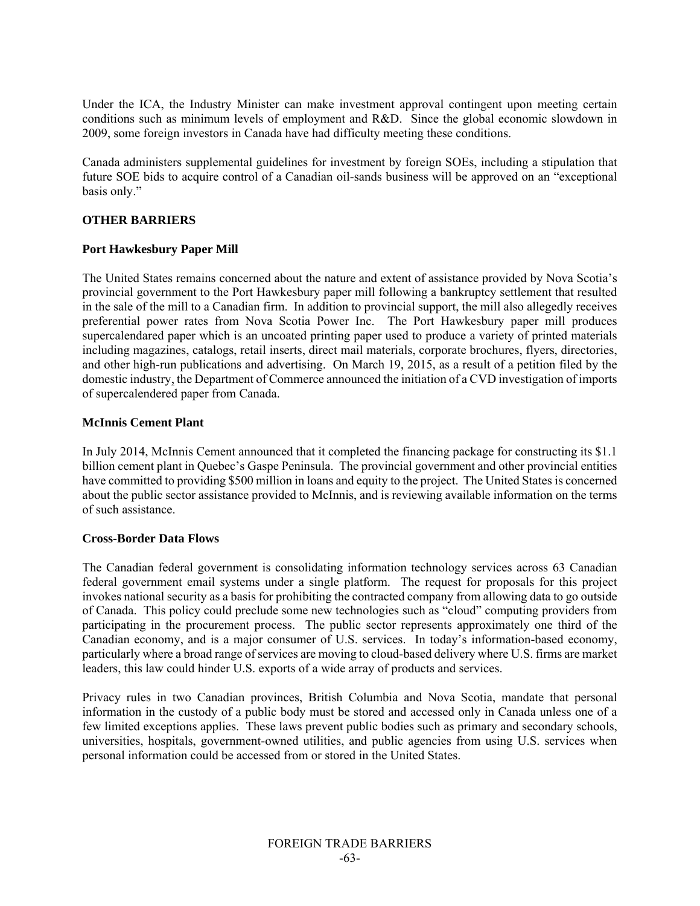Under the ICA, the Industry Minister can make investment approval contingent upon meeting certain conditions such as minimum levels of employment and R&D. Since the global economic slowdown in 2009, some foreign investors in Canada have had difficulty meeting these conditions.

Canada administers supplemental guidelines for investment by foreign SOEs, including a stipulation that future SOE bids to acquire control of a Canadian oil-sands business will be approved on an "exceptional basis only."

## OTHER BARRIERS

### Port Hawkesbury Paper Mill

The United States remains concerned about the nature and extent of assistance provided by Nova Scotia's provincial government to the Port Hawkesbury paper mill following a bankruptcy settlement that resulted in the sale of the mill to a Canadian firm. In addition to provincial support, the mill also allegedly receives preferential power rates from Nova Scotia Power Inc. The Port Hawkesbury paper mill produces supercalendared paper which is an uncoated printing paper used to produce a variety of printed materials including magazines, catalogs, retail inserts, direct mail materials, corporate brochures, flyers, directories, and other high-run publications and advertising. On March 19, 2015, as a result of a petition filed by the domestic industry, the Department of Commerce announced the initiation of a CVD investigation of imports of supercalendered paper from Canada.

### McInnis Cement Plant

In July 2014, McInnis Cement announced that it completed the financing package for constructing its $1.1 billion cement plant in Quebec's Gaspe Peninsula. The provincial government and other provincial entities have committed to providing $500 million in loans and equity to the project. The United States is concerned about the public sector assistance provided to McInnis, and is reviewing available information on the terms of such assistance.

### Cross-Border Data Flows

The Canadian federal government is consolidating information technology services across 63 Canadian federal government email systems under a single platform. The request for proposals for this project invokes national security as a basis for prohibiting the contracted company from allowing data to go outside of Canada. This policy could preclude some new technologies such as "cloud" computing providers from participating in the procurement process. The public sector represents approximately one third of the Canadian economy, and is a major consumer of U.S. services. In today's information-based economy, particularly where a broad range of services are moving to cloud-based delivery where U.S. firms are market leaders, this law could hinder U.S. exports of a wide array of products and services.

Privacy rules in two Canadian provinces, British Columbia and Nova Scotia, mandate that personal information in the custody of a public body must be stored and accessed only in Canada unless one of a few limited exceptions applies. These laws prevent public bodies such as primary and secondary schools, universities, hospitals, government-owned utilities, and public agencies from using U.S. services when personal information could be accessed from or stored in the United States.